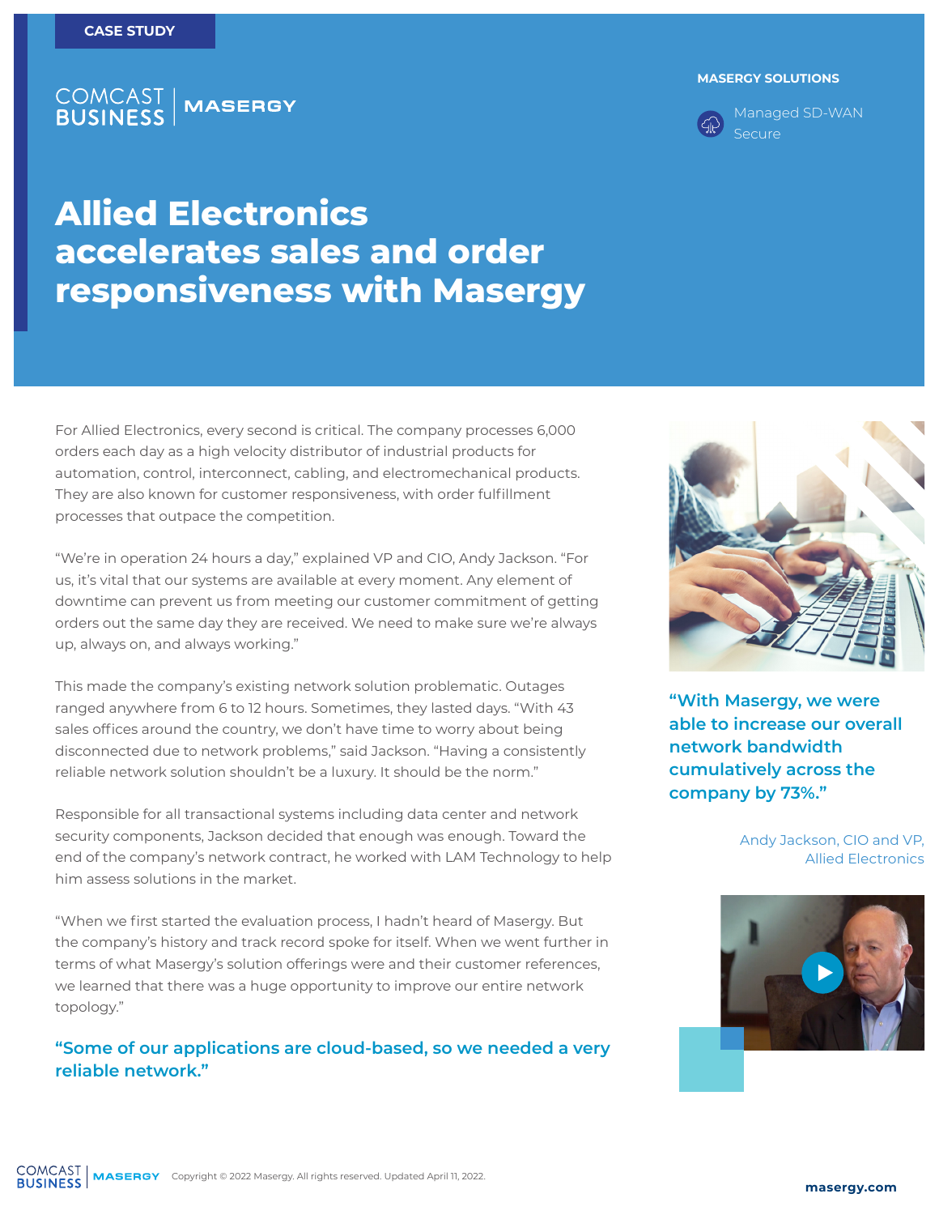CASE STUDY

COMCAST BUSINESS | MASERGY

**MASERGY SOLUTIONS**

Managed SD-WAN
Secure

# Allied Electronics accelerates sales and order responsiveness with Masergy

For Allied Electronics, every second is critical. The company processes 6,000 orders each day as a high velocity distributor of industrial products for automation, control, interconnect, cabling, and electromechanical products. They are also known for customer responsiveness, with order fulfillment processes that outpace the competition.

"We're in operation 24 hours a day," explained VP and CIO, Andy Jackson. "For us, it's vital that our systems are available at every moment. Any element of downtime can prevent us from meeting our customer commitment of getting orders out the same day they are received. We need to make sure we're always up, always on, and always working."

This made the company's existing network solution problematic. Outages ranged anywhere from 6 to 12 hours. Sometimes, they lasted days. "With 43 sales offices around the country, we don't have time to worry about being disconnected due to network problems," said Jackson. "Having a consistently reliable network solution shouldn't be a luxury. It should be the norm."

Responsible for all transactional systems including data center and network security components, Jackson decided that enough was enough. Toward the end of the company's network contract, he worked with LAM Technology to help him assess solutions in the market.

"When we first started the evaluation process, I hadn't heard of Masergy. But the company's history and track record spoke for itself. When we went further in terms of what Masergy's solution offerings were and their customer references, we learned that there was a huge opportunity to improve our entire network topology."

**"Some of our applications are cloud-based, so we needed a very reliable network."**

**"With Masergy, we were able to increase our overall network bandwidth cumulatively across the company by 73%."**

Andy Jackson, CIO and VP,
Allied Electronics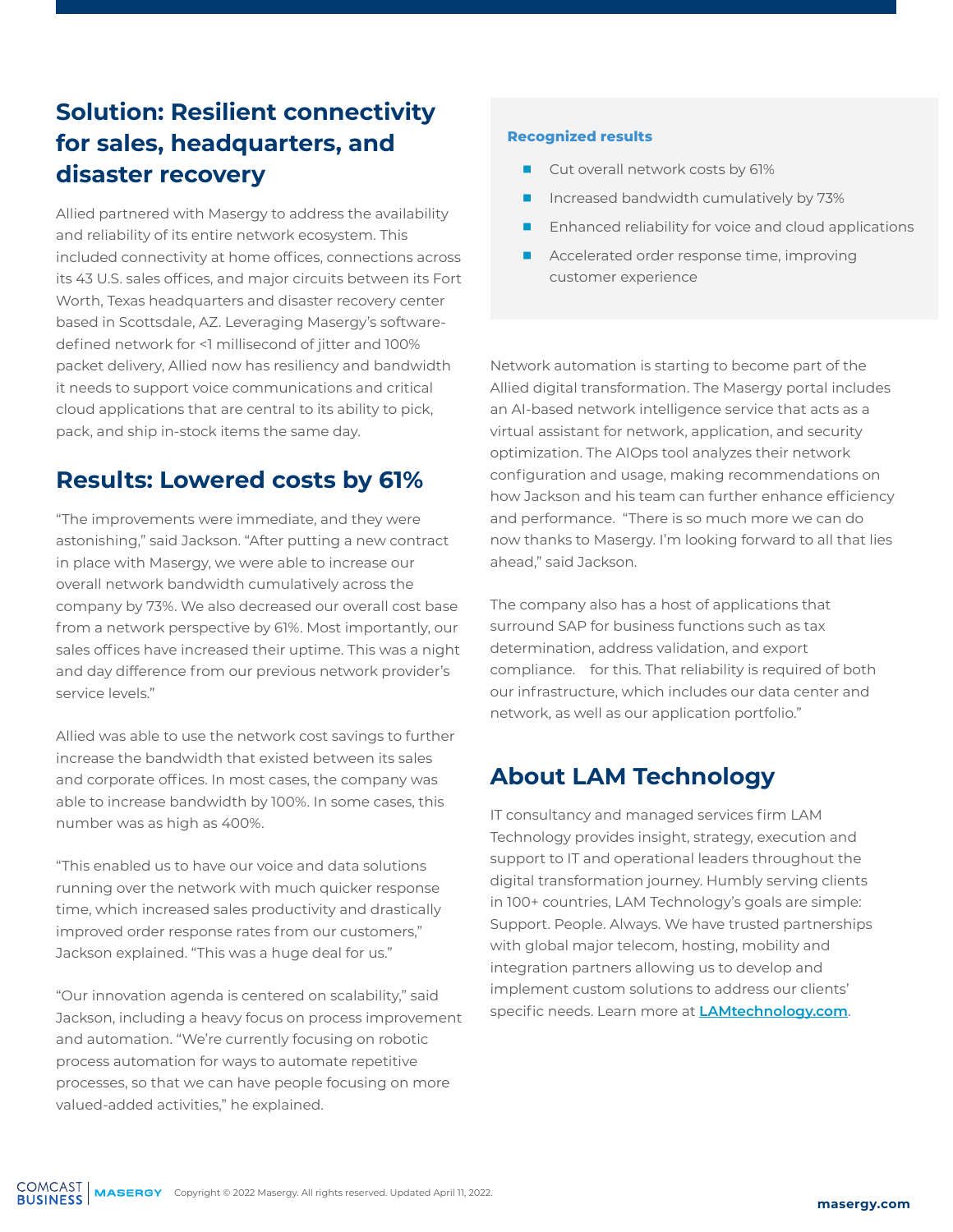## Solution: Resilient connectivity for sales, headquarters, and disaster recovery

Allied partnered with Masergy to address the availability and reliability of its entire network ecosystem. This included connectivity at home offices, connections across its 43 U.S. sales offices, and major circuits between its Fort Worth, Texas headquarters and disaster recovery center based in Scottsdale, AZ. Leveraging Masergy's software-defined network for <1 millisecond of jitter and 100% packet delivery, Allied now has resiliency and bandwidth it needs to support voice communications and critical cloud applications that are central to its ability to pick, pack, and ship in-stock items the same day.

## Results: Lowered costs by 61%

"The improvements were immediate, and they were astonishing," said Jackson. "After putting a new contract in place with Masergy, we were able to increase our overall network bandwidth cumulatively across the company by 73%. We also decreased our overall cost base from a network perspective by 61%. Most importantly, our sales offices have increased their uptime. This was a night and day difference from our previous network provider's service levels."

Allied was able to use the network cost savings to further increase the bandwidth that existed between its sales and corporate offices. In most cases, the company was able to increase bandwidth by 100%. In some cases, this number was as high as 400%.

"This enabled us to have our voice and data solutions running over the network with much quicker response time, which increased sales productivity and drastically improved order response rates from our customers," Jackson explained. "This was a huge deal for us."

"Our innovation agenda is centered on scalability," said Jackson, including a heavy focus on process improvement and automation. "We're currently focusing on robotic process automation for ways to automate repetitive processes, so that we can have people focusing on more valued-added activities," he explained.

**Recognized results**

- Cut overall network costs by 61%
- Increased bandwidth cumulatively by 73%
- Enhanced reliability for voice and cloud applications
- Accelerated order response time, improving customer experience

Network automation is starting to become part of the Allied digital transformation. The Masergy portal includes an AI-based network intelligence service that acts as a virtual assistant for network, application, and security optimization. The AIOps tool analyzes their network configuration and usage, making recommendations on how Jackson and his team can further enhance efficiency and performance. "There is so much more we can do now thanks to Masergy. I'm looking forward to all that lies ahead," said Jackson.

The company also has a host of applications that surround SAP for business functions such as tax determination, address validation, and export compliance. for this. That reliability is required of both our infrastructure, which includes our data center and network, as well as our application portfolio."

## About LAM Technology

IT consultancy and managed services firm LAM Technology provides insight, strategy, execution and support to IT and operational leaders throughout the digital transformation journey. Humbly serving clients in 100+ countries, LAM Technology's goals are simple: Support. People. Always. We have trusted partnerships with global major telecom, hosting, mobility and integration partners allowing us to develop and implement custom solutions to address our clients' specific needs. Learn more at [LAMtechnology.com](http://LAMtechnology.com).

Copyright © 2022 Masergy. All rights reserved. Updated April 11, 2022.